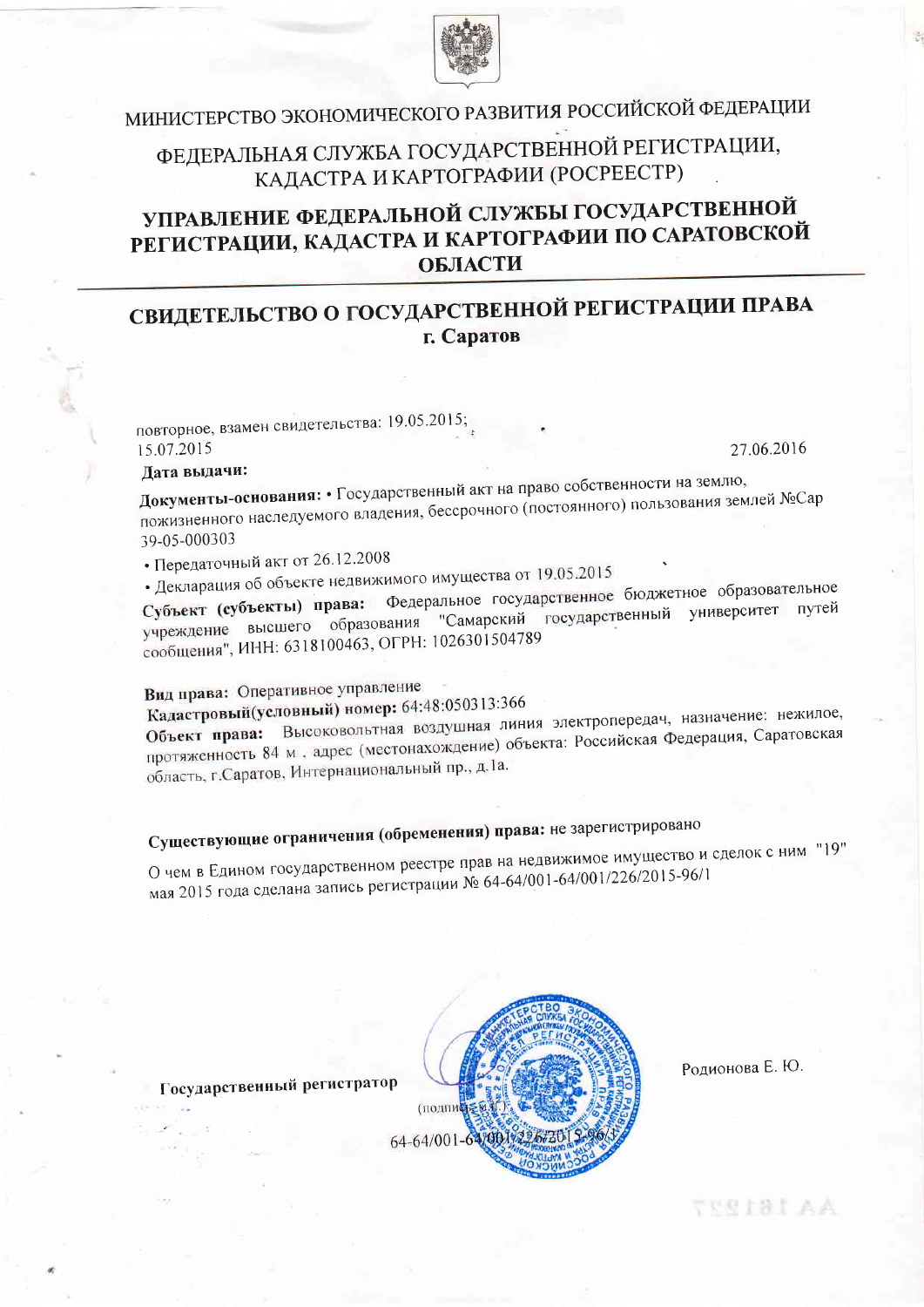МИНИСТЕРСТВО ЭКОНОМИЧЕСКОГО РАЗВИТИЯ РОССИЙСКОЙ ФЕДЕРАЦИИ

ФЕДЕРАЛЬНАЯ СЛУЖБА ГОСУДАРСТВЕННОЙ РЕГИСТРАЦИИ, КАДАСТРА И КАРТОГРАФИИ (РОСРЕЕСТР)

**УПРАВЛЕНИЕ ФЕДЕРАЛЬНОЙ СЛУЖБЫ ГОСУДАРСТВЕННОЙ РЕГИСТРАЦИИ, КАДАСТРА И КАРТОГРАФИИ ПО САРАТОВСКОЙ ОБЛАСТИ**

# СВИДЕТЕЛЬСТВО О ГОСУДАРСТВЕННОЙ РЕГИСТРАЦИИ ПРАВА
## г. Саратов

повторное, взамен свидетельства: 19.05.2015;
15.07.2015

27.06.2016

**Дата выдачи:**

**Документы-основания:** • Государственный акт на право собственности на землю, пожизненного наследуемого владения, бессрочного (постоянного) пользования землей №Сар 39-05-000303

• Передаточный акт от 26.12.2008

• Декларация об объекте недвижимого имущества от 19.05.2015

**Субъект (субъекты) права:** Федеральное государственное бюджетное образовательное учреждение высшего образования "Самарский государственный университет путей сообщения", ИНН: 6318100463, ОГРН: 1026301504789

**Вид права:** Оперативное управление

**Кадастровый(условный) номер:** 64:48:050313:366

**Объект права:** Высоковольтная воздушная линия электропередач, назначение: нежилое, протяженность 84 м , адрес (местонахождение) объекта: Российская Федерация, Саратовская область, г.Саратов, Интернациональный пр., д.1а.

**Существующие ограничения (обременения) права:** не зарегистрировано

О чем в Едином государственном реестре прав на недвижимое имущество и сделок с ним "19" мая 2015 года сделана запись регистрации № 64-64/001-64/001/226/2015-96/1

**Государственный регистратор** (подпись, м.п.) Родионова Е. Ю.

64-64/001-64/001/226/2015-96/1

АА 181227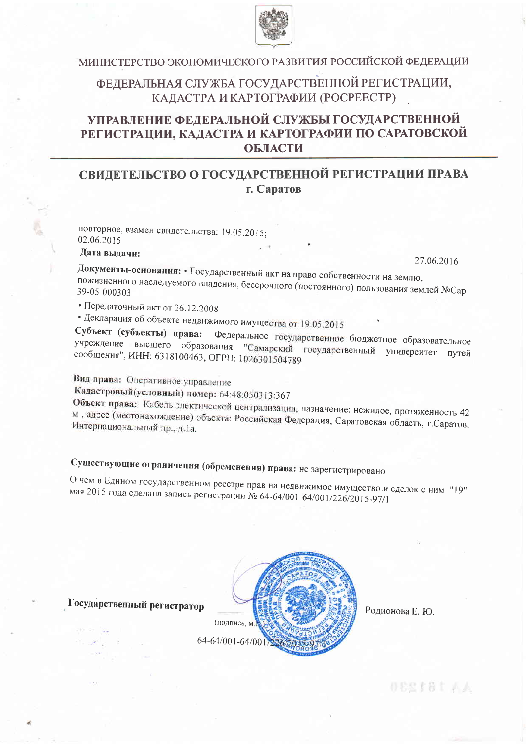МИНИСТЕРСТВО ЭКОНОМИЧЕСКОГО РАЗВИТИЯ РОССИЙСКОЙ ФЕДЕРАЦИИ

ФЕДЕРАЛЬНАЯ СЛУЖБА ГОСУДАРСТВЕННОЙ РЕГИСТРАЦИИ, КАДАСТРА И КАРТОГРАФИИ (РОСРЕЕСТР)

## УПРАВЛЕНИЕ ФЕДЕРАЛЬНОЙ СЛУЖБЫ ГОСУДАРСТВЕННОЙ РЕГИСТРАЦИИ, КАДАСТРА И КАРТОГРАФИИ ПО САРАТОВСКОЙ ОБЛАСТИ

# СВИДЕТЕЛЬСТВО О ГОСУДАРСТВЕННОЙ РЕГИСТРАЦИИ ПРАВА

**г. Саратов**

повторное, взамен свидетельства: 19.05.2015;
02.06.2015

**Дата выдачи:** 27.06.2016

**Документы-основания:** • Государственный акт на право собственности на землю, пожизненного наследуемого владения, бессрочного (постоянного) пользования землей №Сар 39-05-000303

• Передаточный акт от 26.12.2008

• Декларация об объекте недвижимого имущества от 19.05.2015

**Субъект (субъекты) права:** Федеральное государственное бюджетное образовательное учреждение высшего образования "Самарский государственный университет путей сообщения", ИНН: 6318100463, ОГРН: 1026301504789

**Вид права:** Оперативное управление

**Кадастровый(условный) номер:** 64:48:050313:367

**Объект права:** Кабель электической централизации, назначение: нежилое, протяженность 42 м , адрес (местонахождение) объекта: Российская Федерация, Саратовская область, г.Саратов, Интернациональный пр., д.1а.

**Существующие ограничения (обременения) права:** не зарегистрировано

О чем в Едином государственном реестре прав на недвижимое имущество и сделок с ним "19" мая 2015 года сделана запись регистрации № 64-64/001-64/001/226/2015-97/1

**Государственный регистратор** (подпись, м.п.) Родионова Е. Ю.

64-64/001-64/001/226/2015-97/1

АА 181230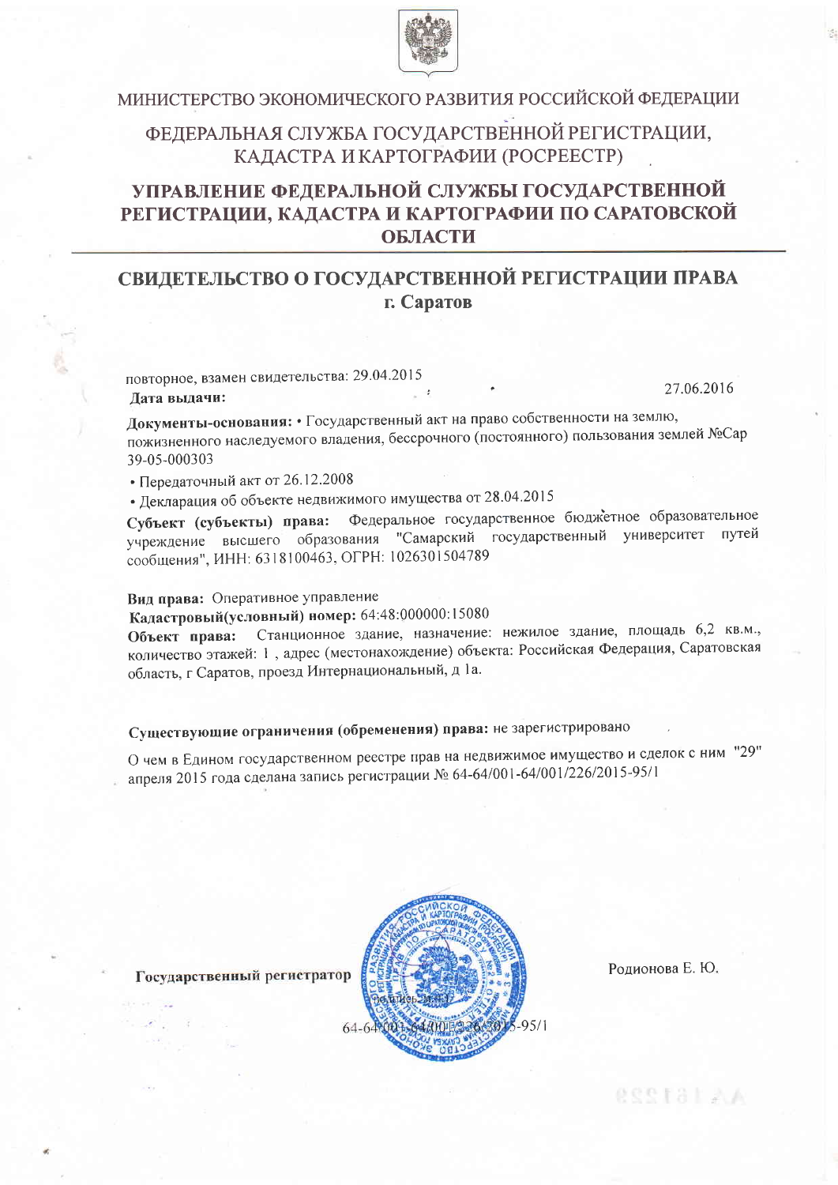МИНИСТЕРСТВО ЭКОНОМИЧЕСКОГО РАЗВИТИЯ РОССИЙСКОЙ ФЕДЕРАЦИИ

ФЕДЕРАЛЬНАЯ СЛУЖБА ГОСУДАРСТВЕННОЙ РЕГИСТРАЦИИ, КАДАСТРА И КАРТОГРАФИИ (РОСРЕЕСТР)

## УПРАВЛЕНИЕ ФЕДЕРАЛЬНОЙ СЛУЖБЫ ГОСУДАРСТВЕННОЙ РЕГИСТРАЦИИ, КАДАСТРА И КАРТОГРАФИИ ПО САРАТОВСКОЙ ОБЛАСТИ

# СВИДЕТЕЛЬСТВО О ГОСУДАРСТВЕННОЙ РЕГИСТРАЦИИ ПРАВА

**г. Саратов**

повторное, взамен свидетельства: 29.04.2015

**Дата выдачи:** 27.06.2016

**Документы-основания:** • Государственный акт на право собственности на землю, пожизненного наследуемого владения, бессрочного (постоянного) пользования землей №Сар 39-05-000303

• Передаточный акт от 26.12.2008

• Декларация об объекте недвижимого имущества от 28.04.2015

**Субъект (субъекты) права:** Федеральное государственное бюджетное образовательное учреждение высшего образования "Самарский государственный университет путей сообщения", ИНН: 6318100463, ОГРН: 1026301504789

**Вид права:** Оперативное управление

**Кадастровый(условный) номер:** 64:48:000000:15080

**Объект права:** Станционное здание, назначение: нежилое здание, площадь 6,2 кв.м., количество этажей: 1 , адрес (местонахождение) объекта: Российская Федерация, Саратовская область, г Саратов, проезд Интернациональный, д 1а.

**Существующие ограничения (обременения) права:** не зарегистрировано

О чем в Едином государственном реестре прав на недвижимое имущество и сделок с ним "29" апреля 2015 года сделана запись регистрации № 64-64/001-64/001/226/2015-95/1

**Государственный регистратор** Родионова Е. Ю.

64-64/001-64/001/226/2015-95/1

АА 161229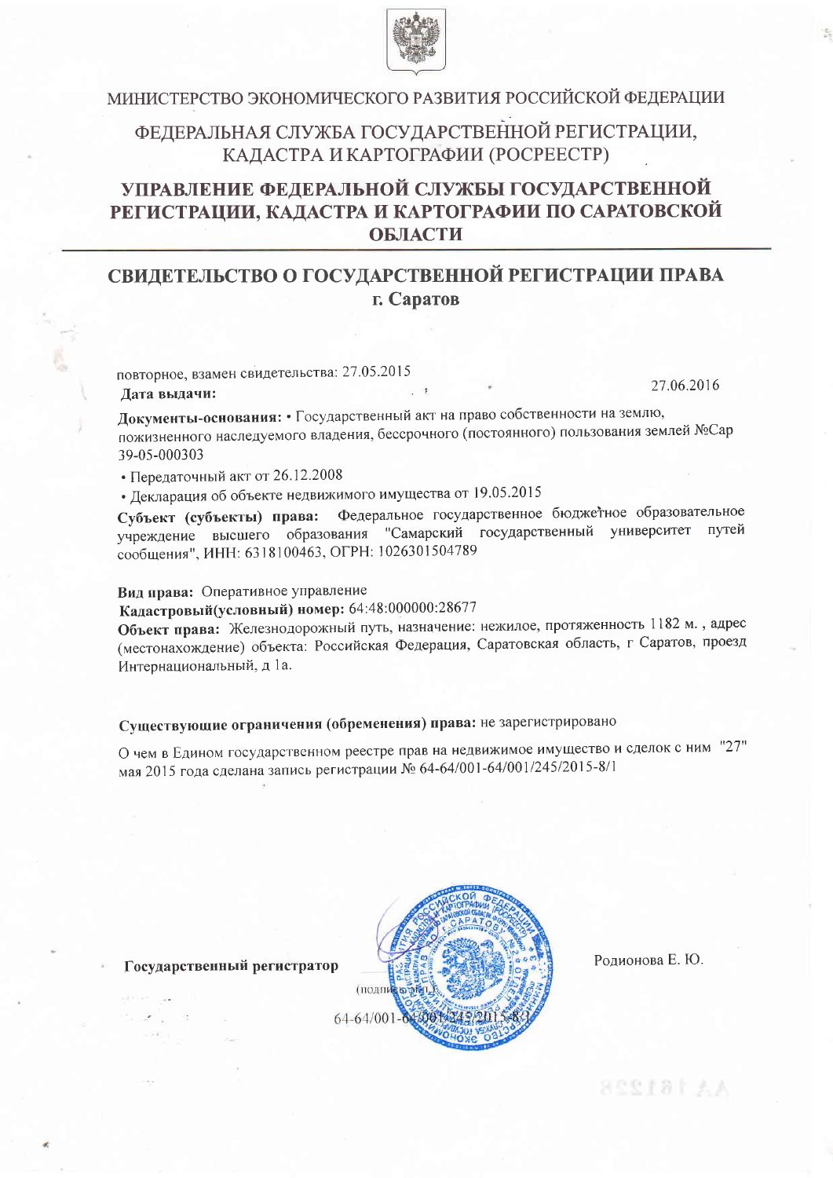МИНИСТЕРСТВО ЭКОНОМИЧЕСКОГО РАЗВИТИЯ РОССИЙСКОЙ ФЕДЕРАЦИИ

ФЕДЕРАЛЬНАЯ СЛУЖБА ГОСУДАРСТВЕННОЙ РЕГИСТРАЦИИ, КАДАСТРА И КАРТОГРАФИИ (РОСРЕЕСТР)

**УПРАВЛЕНИЕ ФЕДЕРАЛЬНОЙ СЛУЖБЫ ГОСУДАРСТВЕННОЙ РЕГИСТРАЦИИ, КАДАСТРА И КАРТОГРАФИИ ПО САРАТОВСКОЙ ОБЛАСТИ**

# СВИДЕТЕЛЬСТВО О ГОСУДАРСТВЕННОЙ РЕГИСТРАЦИИ ПРАВА

**г. Саратов**

повторное, взамен свидетельства: 27.05.2015

**Дата выдачи:** 27.06.2016

**Документы-основания:** • Государственный акт на право собственности на землю, пожизненного наследуемого владения, бессрочного (постоянного) пользования землей №Сар 39-05-000303

• Передаточный акт от 26.12.2008

• Декларация об объекте недвижимого имущества от 19.05.2015

**Субъект (субъекты) права:** Федеральное государственное бюджетное образовательное учреждение высшего образования "Самарский государственный университет путей сообщения", ИНН: 6318100463, ОГРН: 1026301504789

**Вид права:** Оперативное управление

**Кадастровый(условный) номер:** 64:48:000000:28677

**Объект права:** Железнодорожный путь, назначение: нежилое, протяженность 1182 м. , адрес (местонахождение) объекта: Российская Федерация, Саратовская область, г Саратов, проезд Интернациональный, д 1а.

**Существующие ограничения (обременения) права:** не зарегистрировано

О чем в Едином государственном реестре прав на недвижимое имущество и сделок с ним "27" мая 2015 года сделана запись регистрации № 64-64/001-64/001/245/2015-8/1

**Государственный регистратор** (подпись, м.п.) Родионова Е. Ю.

64-64/001-64/001/245/2015-8/1

АА 181228